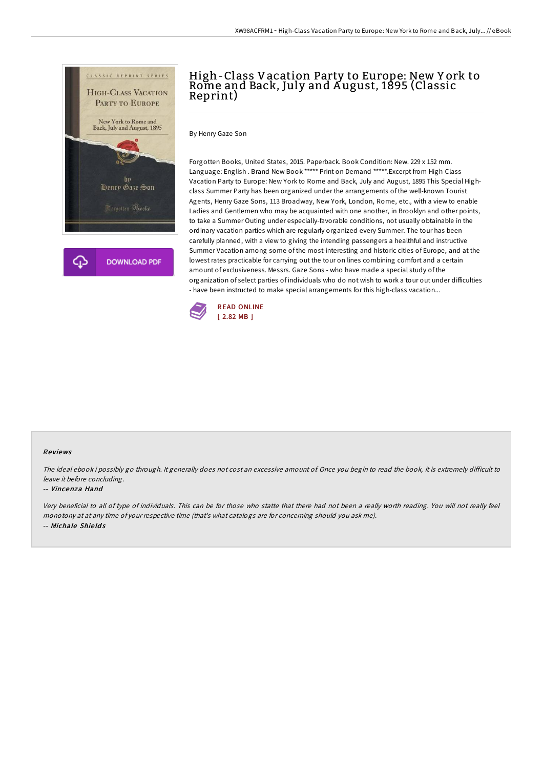# High-Class Vacation Party to Europe: New York to Rome and Back, July and August, 1895 (Classic Reprint)

By Henry Gaze Son

Forgotten Books, United States, 2015. Paperback. Book Condition: New. 229 x 152 mm. Language: English . Brand New Book ***** Print on Demand *****.Excerpt from High-Class Vacation Party to Europe: New York to Rome and Back, July and August, 1895 This Special High-class Summer Party has been organized under the arrangements of the well-known Tourist Agents, Henry Gaze Sons, 113 Broadway, New York, London, Rome, etc., with a view to enable Ladies and Gentlemen who may be acquainted with one another, in Brooklyn and other points, to take a Summer Outing under especially-favorable conditions, not usually obtainable in the ordinary vacation parties which are regularly organized every Summer. The tour has been carefully planned, with a view to giving the intending passengers a healthful and instructive Summer Vacation among some of the most-interesting and historic cities of Europe, and at the lowest rates practicable for carrying out the tour on lines combining comfort and a certain amount of exclusiveness. Messrs. Gaze Sons - who have made a special study of the organization of select parties of individuals who do not wish to work a tour out under difficulties - have been instructed to make special arrangements for this high-class vacation...

DOWNLOAD PDF

READ ONLINE
[ 2.82 MB ]

## Reviews

*The ideal ebook i possibly go through. It generally does not cost an excessive amount of. Once you begin to read the book, it is extremely difficult to leave it before concluding.*

-- *Vincenza Hand*

*Very beneficial to all of type of individuals. This can be for those who statte that there had not been a really worth reading. You will not really feel monotony at at any time of your respective time (that's what catalogs are for concerning should you ask me).*

-- *Michale Shields*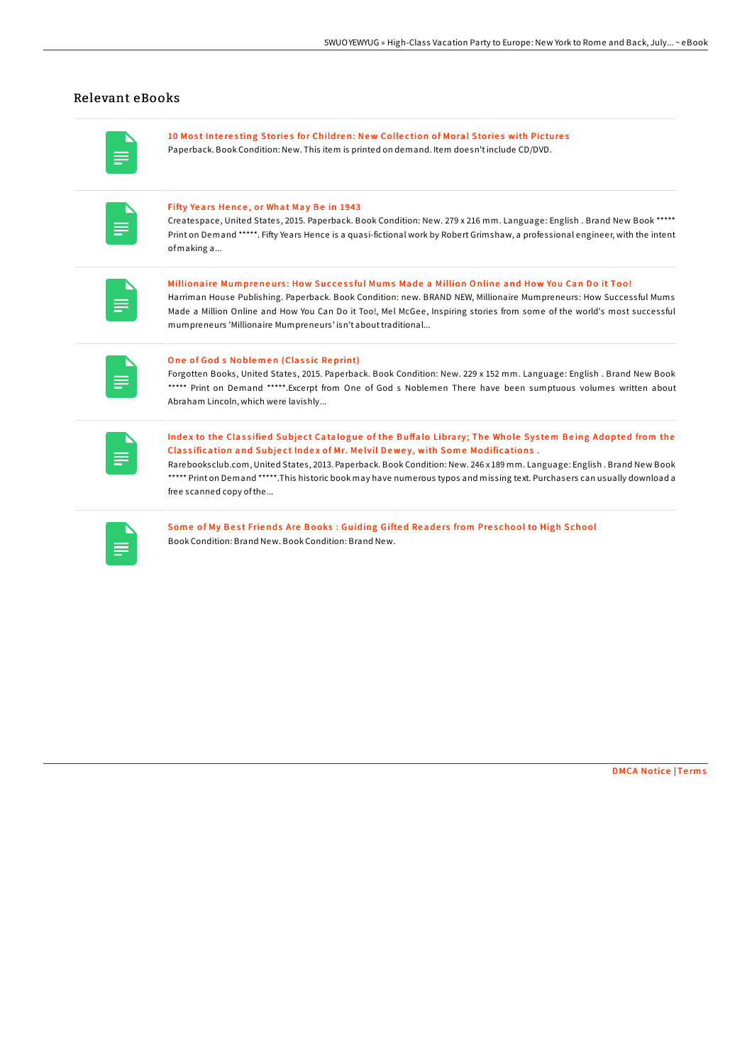## Relevant eBooks

**10 Most Interesting Stories for Children: New Collection of Moral Stories with Pictures**
Paperback. Book Condition: New. This item is printed on demand. Item doesn't include CD/DVD.

**Fifty Years Hence, or What May Be in 1943**
Createspace, United States, 2015. Paperback. Book Condition: New. 279 x 216 mm. Language: English . Brand New Book ***** Print on Demand *****. Fifty Years Hence is a quasi-fictional work by Robert Grimshaw, a professional engineer, with the intent of making a...

**Millionaire Mumpreneurs: How Successful Mums Made a Million Online and How You Can Do it Too!**
Harriman House Publishing. Paperback. Book Condition: new. BRAND NEW, Millionaire Mumpreneurs: How Successful Mums Made a Million Online and How You Can Do it Too!, Mel McGee, Inspiring stories from some of the world's most successful mumpreneurs 'Millionaire Mumpreneurs' isn't about traditional...

**One of God s Noblemen (Classic Reprint)**
Forgotten Books, United States, 2015. Paperback. Book Condition: New. 229 x 152 mm. Language: English . Brand New Book ***** Print on Demand *****.Excerpt from One of God s Noblemen There have been sumptuous volumes written about Abraham Lincoln, which were lavishly...

**Index to the Classified Subject Catalogue of the Buffalo Library; The Whole System Being Adopted from the Classification and Subject Index of Mr. Melvil Dewey, with Some Modifications .**
Rarebooksclub.com, United States, 2013. Paperback. Book Condition: New. 246 x 189 mm. Language: English . Brand New Book ***** Print on Demand *****.This historic book may have numerous typos and missing text. Purchasers can usually download a free scanned copy of the...

**Some of My Best Friends Are Books : Guiding Gifted Readers from Preschool to High School**
Book Condition: Brand New. Book Condition: Brand New.